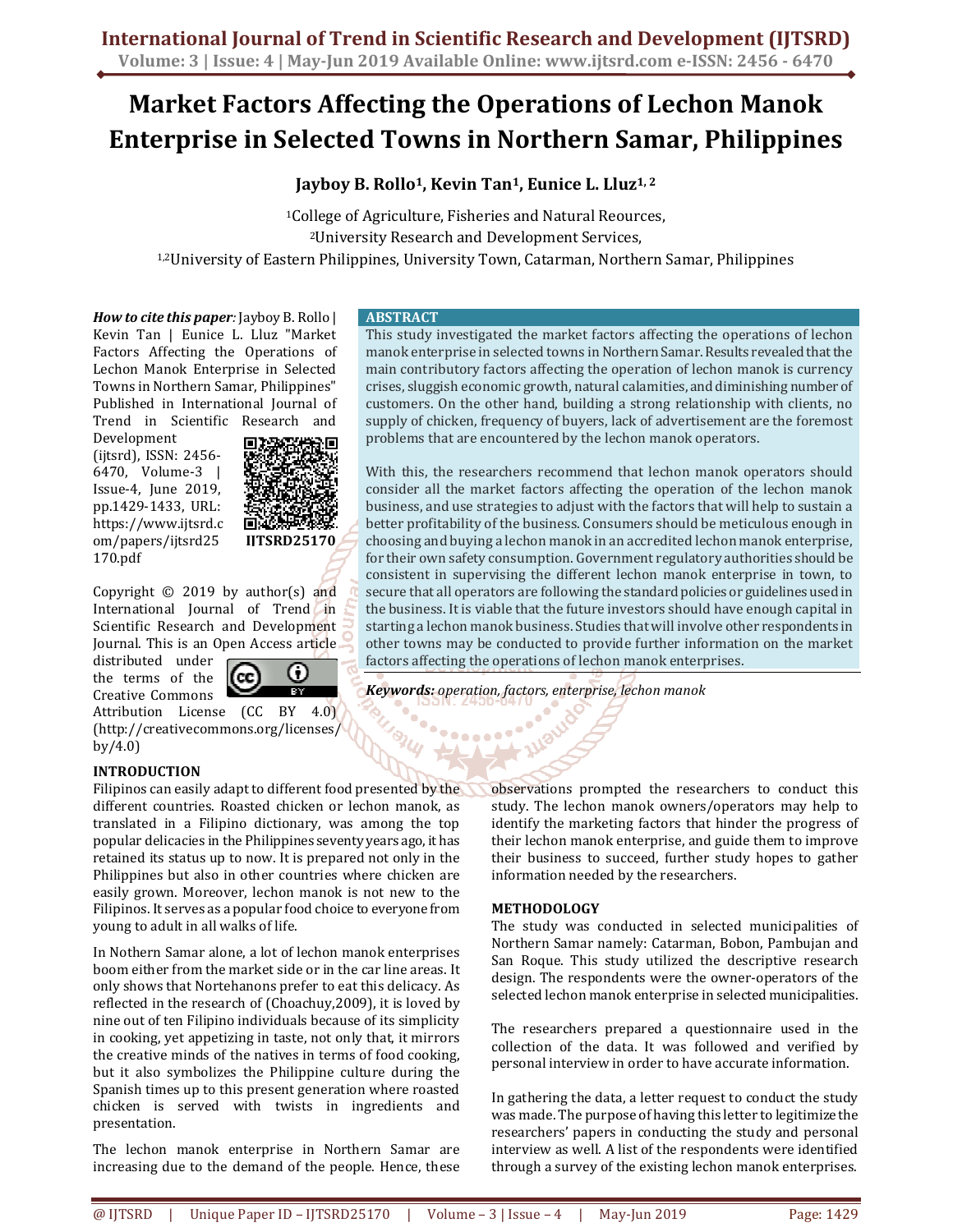# Market Factors Affecting the Operations of Lechon Manok Enterprise in Selected Towns in Northern Samar, Philippines

**Jayboy B. Rollo[1], Kevin Tan[1], Eunice L. Lluz[1, 2]**

[1]College of Agriculture, Fisheries and Natural Reources,
[2]University Research and Development Services,
[1,2]University of Eastern Philippines, University Town, Catarman, Northern Samar, Philippines

***How to cite this paper:*** Jayboy B. Rollo | Kevin Tan | Eunice L. Lluz "Market Factors Affecting the Operations of Lechon Manok Enterprise in Selected Towns in Northern Samar, Philippines" Published in International Journal of Trend in Scientific Research and Development (ijtsrd), ISSN: 2456-6470, Volume-3 | Issue-4, June 2019, pp.1429-1433, URL: https://www.ijtsrd.com/papers/ijtsrd25170.pdf

IJTSRD25170

Copyright © 2019 by author(s) and International Journal of Trend in Scientific Research and Development Journal. This is an Open Access article distributed under the terms of the Creative Commons Attribution License (CC BY 4.0) (http://creativecommons.org/licenses/by/4.0)

## ABSTRACT

This study investigated the market factors affecting the operations of lechon manok enterprise in selected towns in Northern Samar. Results revealed that the main contributory factors affecting the operation of lechon manok is currency crises, sluggish economic growth, natural calamities, and diminishing number of customers. On the other hand, building a strong relationship with clients, no supply of chicken, frequency of buyers, lack of advertisement are the foremost problems that are encountered by the lechon manok operators.

With this, the researchers recommend that lechon manok operators should consider all the market factors affecting the operation of the lechon manok business, and use strategies to adjust with the factors that will help to sustain a better profitability of the business. Consumers should be meticulous enough in choosing and buying a lechon manok in an accredited lechon manok enterprise, for their own safety consumption. Government regulatory authorities should be consistent in supervising the different lechon manok enterprise in town, to secure that all operators are following the standard policies or guidelines used in the business. It is viable that the future investors should have enough capital in starting a lechon manok business. Studies that will involve other respondents in other towns may be conducted to provide further information on the market factors affecting the operations of lechon manok enterprises.

***Keywords:*** *operation, factors, enterprise, lechon manok*

## INTRODUCTION

Filipinos can easily adapt to different food presented by the different countries. Roasted chicken or lechon manok, as translated in a Filipino dictionary, was among the top popular delicacies in the Philippines seventy years ago, it has retained its status up to now. It is prepared not only in the Philippines but also in other countries where chicken are easily grown. Moreover, lechon manok is not new to the Filipinos. It serves as a popular food choice to everyone from young to adult in all walks of life.

In Nothern Samar alone, a lot of lechon manok enterprises boom either from the market side or in the car line areas. It only shows that Nortehanons prefer to eat this delicacy. As reflected in the research of (Choachuy,2009), it is loved by nine out of ten Filipino individuals because of its simplicity in cooking, yet appetizing in taste, not only that, it mirrors the creative minds of the natives in terms of food cooking, but it also symbolizes the Philippine culture during the Spanish times up to this present generation where roasted chicken is served with twists in ingredients and presentation.

The lechon manok enterprise in Northern Samar are increasing due to the demand of the people. Hence, these observations prompted the researchers to conduct this study. The lechon manok owners/operators may help to identify the marketing factors that hinder the progress of their lechon manok enterprise, and guide them to improve their business to succeed, further study hopes to gather information needed by the researchers.

## METHODOLOGY

The study was conducted in selected municipalities of Northern Samar namely: Catarman, Bobon, Pambujan and San Roque. This study utilized the descriptive research design. The respondents were the owner-operators of the selected lechon manok enterprise in selected municipalities.

The researchers prepared a questionnaire used in the collection of the data. It was followed and verified by personal interview in order to have accurate information.

In gathering the data, a letter request to conduct the study was made. The purpose of having this letter to legitimize the researchers' papers in conducting the study and personal interview as well. A list of the respondents were identified through a survey of the existing lechon manok enterprises.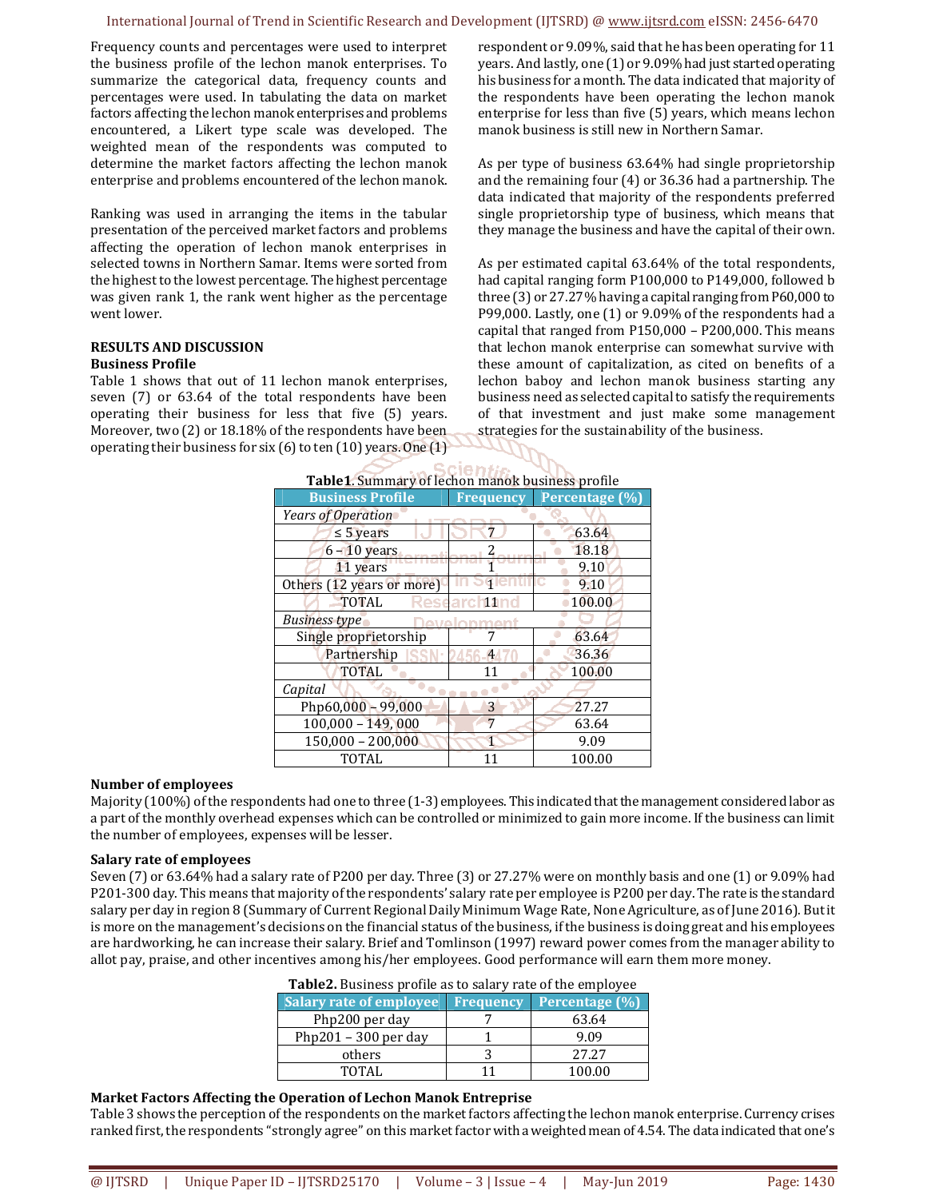Frequency counts and percentages were used to interpret the business profile of the lechon manok enterprises. To summarize the categorical data, frequency counts and percentages were used. In tabulating the data on market factors affecting the lechon manok enterprises and problems encountered, a Likert type scale was developed. The weighted mean of the respondents was computed to determine the market factors affecting the lechon manok enterprise and problems encountered of the lechon manok.

Ranking was used in arranging the items in the tabular presentation of the perceived market factors and problems affecting the operation of lechon manok enterprises in selected towns in Northern Samar. Items were sorted from the highest to the lowest percentage. The highest percentage was given rank 1, the rank went higher as the percentage went lower.

## RESULTS AND DISCUSSION

### Business Profile

Table 1 shows that out of 11 lechon manok enterprises, seven (7) or 63.64 of the total respondents have been operating their business for less that five (5) years. Moreover, two (2) or 18.18% of the respondents have been operating their business for six (6) to ten (10) years. One (1) respondent or 9.09%, said that he has been operating for 11 years. And lastly, one (1) or 9.09% had just started operating his business for a month. The data indicated that majority of the respondents have been operating the lechon manok enterprise for less than five (5) years, which means lechon manok business is still new in Northern Samar.

As per type of business 63.64% had single proprietorship and the remaining four (4) or 36.36 had a partnership. The data indicated that majority of the respondents preferred single proprietorship type of business, which means that they manage the business and have the capital of their own.

As per estimated capital 63.64% of the total respondents, had capital ranging form P100,000 to P149,000, followed b three (3) or 27.27% having a capital ranging from P60,000 to P99,000. Lastly, one (1) or 9.09% of the respondents had a capital that ranged from P150,000 – P200,000. This means that lechon manok enterprise can somewhat survive with these amount of capitalization, as cited on benefits of a lechon baboy and lechon manok business starting any business need as selected capital to satisfy the requirements of that investment and just make some management strategies for the sustainability of the business.

**Table1**. Summary of lechon manok business profile

| Business Profile | Frequency | Percentage (%) |
|---|---|---|
| *Years of Operation* | | |
| ≤ 5 years | 7 | 63.64 |
| 6 – 10 years | 2 | 18.18 |
| 11 years | 1 | 9.10 |
| Others (12 years or more) | 1 | 9.10 |
| TOTAL | 11 | 100.00 |
| *Business type* | | |
| Single proprietorship | 7 | 63.64 |
| Partnership | 4 | 36.36 |
| TOTAL | 11 | 100.00 |
| *Capital* | | |
| Php60,000 – 99,000 | 3 | 27.27 |
| 100,000 – 149, 000 | 7 | 63.64 |
| 150,000 – 200,000 | 1 | 9.09 |
| TOTAL | 11 | 100.00 |

### Number of employees

Majority (100%) of the respondents had one to three (1-3) employees. This indicated that the management considered labor as a part of the monthly overhead expenses which can be controlled or minimized to gain more income. If the business can limit the number of employees, expenses will be lesser.

### Salary rate of employees

Seven (7) or 63.64% had a salary rate of P200 per day. Three (3) or 27.27% were on monthly basis and one (1) or 9.09% had P201-300 day. This means that majority of the respondents' salary rate per employee is P200 per day. The rate is the standard salary per day in region 8 (Summary of Current Regional Daily Minimum Wage Rate, None Agriculture, as of June 2016). But it is more on the management's decisions on the financial status of the business, if the business is doing great and his employees are hardworking, he can increase their salary. Brief and Tomlinson (1997) reward power comes from the manager ability to allot pay, praise, and other incentives among his/her employees. Good performance will earn them more money.

**Table2.** Business profile as to salary rate of the employee

| Salary rate of employee | Frequency | Percentage (%) |
|---|---|---|
| Php200 per day | 7 | 63.64 |
| Php201 – 300 per day | 1 | 9.09 |
| others | 3 | 27.27 |
| TOTAL | 11 | 100.00 |

### Market Factors Affecting the Operation of Lechon Manok Entreprise

Table 3 shows the perception of the respondents on the market factors affecting the lechon manok enterprise. Currency crises ranked first, the respondents "strongly agree" on this market factor with a weighted mean of 4.54. The data indicated that one's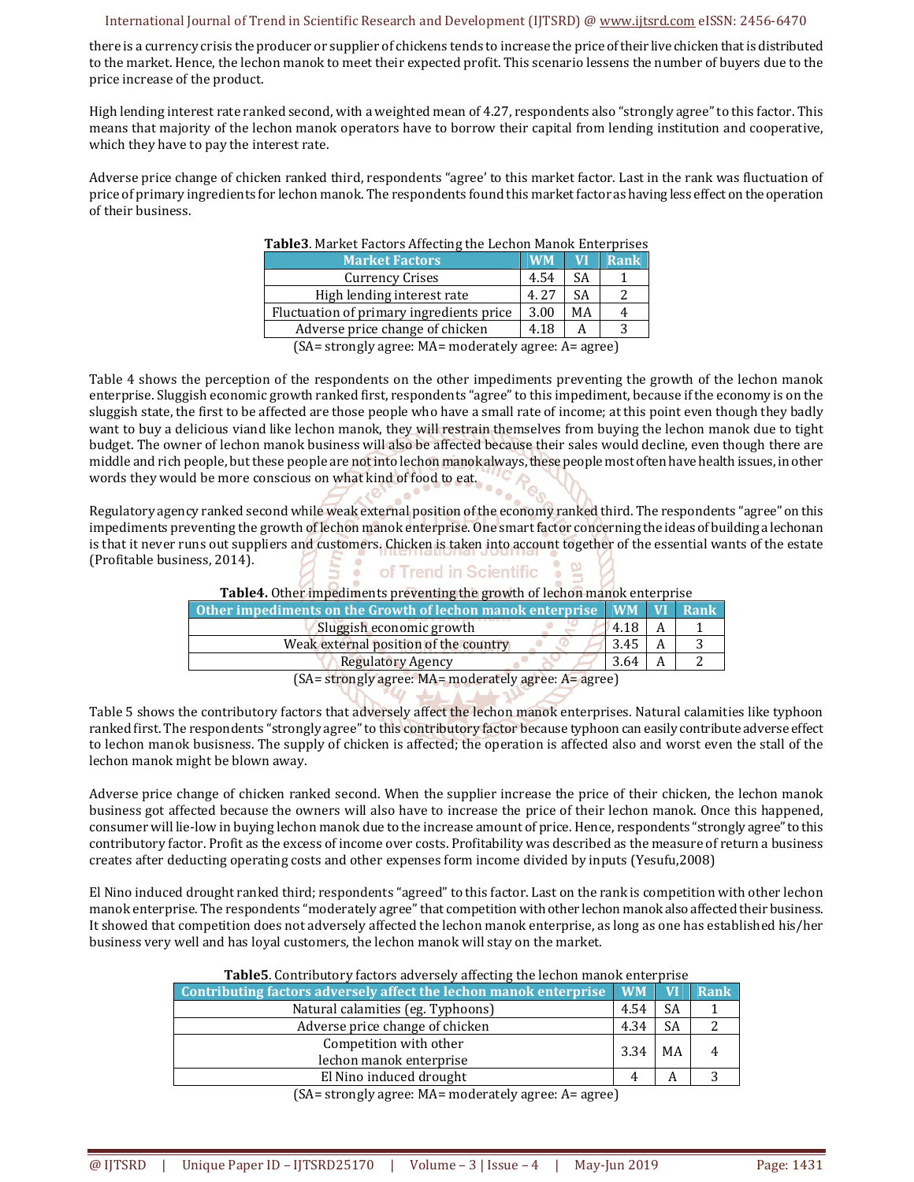there is a currency crisis the producer or supplier of chickens tends to increase the price of their live chicken that is distributed to the market. Hence, the lechon manok to meet their expected profit. This scenario lessens the number of buyers due to the price increase of the product.

High lending interest rate ranked second, with a weighted mean of 4.27, respondents also "strongly agree" to this factor. This means that majority of the lechon manok operators have to borrow their capital from lending institution and cooperative, which they have to pay the interest rate.

Adverse price change of chicken ranked third, respondents "agree' to this market factor. Last in the rank was fluctuation of price of primary ingredients for lechon manok. The respondents found this market factor as having less effect on the operation of their business.

**Table3**. Market Factors Affecting the Lechon Manok Enterprises

| Market Factors | WM | VI | Rank |
|---|---|---|---|
| Currency Crises | 4.54 | SA | 1 |
| High lending interest rate | 4. 27 | SA | 2 |
| Fluctuation of primary ingredients price | 3.00 | MA | 4 |
| Adverse price change of chicken | 4.18 | A | 3 |

(SA= strongly agree: MA= moderately agree: A= agree)

Table 4 shows the perception of the respondents on the other impediments preventing the growth of the lechon manok enterprise. Sluggish economic growth ranked first, respondents "agree" to this impediment, because if the economy is on the sluggish state, the first to be affected are those people who have a small rate of income; at this point even though they badly want to buy a delicious viand like lechon manok, they will restrain themselves from buying the lechon manok due to tight budget. The owner of lechon manok business will also be affected because their sales would decline, even though there are middle and rich people, but these people are not into lechon manok always, these people most often have health issues, in other words they would be more conscious on what kind of food to eat.

Regulatory agency ranked second while weak external position of the economy ranked third. The respondents "agree" on this impediments preventing the growth of lechon manok enterprise. One smart factor concerning the ideas of building a lechonan is that it never runs out suppliers and customers. Chicken is taken into account together of the essential wants of the estate (Profitable business, 2014).

**Table4.** Other impediments preventing the growth of lechon manok enterprise

| Other impediments on the Growth of lechon manok enterprise | WM | VI | Rank |
|---|---|---|---|
| Sluggish economic growth | 4.18 | A | 1 |
| Weak external position of the country | 3.45 | A | 3 |
| Regulatory Agency | 3.64 | A | 2 |

(SA= strongly agree: MA= moderately agree: A= agree)

Table 5 shows the contributory factors that adversely affect the lechon manok enterprises. Natural calamities like typhoon ranked first. The respondents "strongly agree" to this contributory factor because typhoon can easily contribute adverse effect to lechon manok busisness. The supply of chicken is affected; the operation is affected also and worst even the stall of the lechon manok might be blown away.

Adverse price change of chicken ranked second. When the supplier increase the price of their chicken, the lechon manok business got affected because the owners will also have to increase the price of their lechon manok. Once this happened, consumer will lie-low in buying lechon manok due to the increase amount of price. Hence, respondents "strongly agree" to this contributory factor. Profit as the excess of income over costs. Profitability was described as the measure of return a business creates after deducting operating costs and other expenses form income divided by inputs (Yesufu,2008)

El Nino induced drought ranked third; respondents "agreed" to this factor. Last on the rank is competition with other lechon manok enterprise. The respondents "moderately agree" that competition with other lechon manok also affected their business. It showed that competition does not adversely affected the lechon manok enterprise, as long as one has established his/her business very well and has loyal customers, the lechon manok will stay on the market.

**Table5**. Contributory factors adversely affecting the lechon manok enterprise

| Contributing factors adversely affect the lechon manok enterprise | WM | VI | Rank |
|---|---|---|---|
| Natural calamities (eg. Typhoons) | 4.54 | SA | 1 |
| Adverse price change of chicken | 4.34 | SA | 2 |
| Competition with other lechon manok enterprise | 3.34 | MA | 4 |
| El Nino induced drought | 4 | A | 3 |

(SA= strongly agree: MA= moderately agree: A= agree)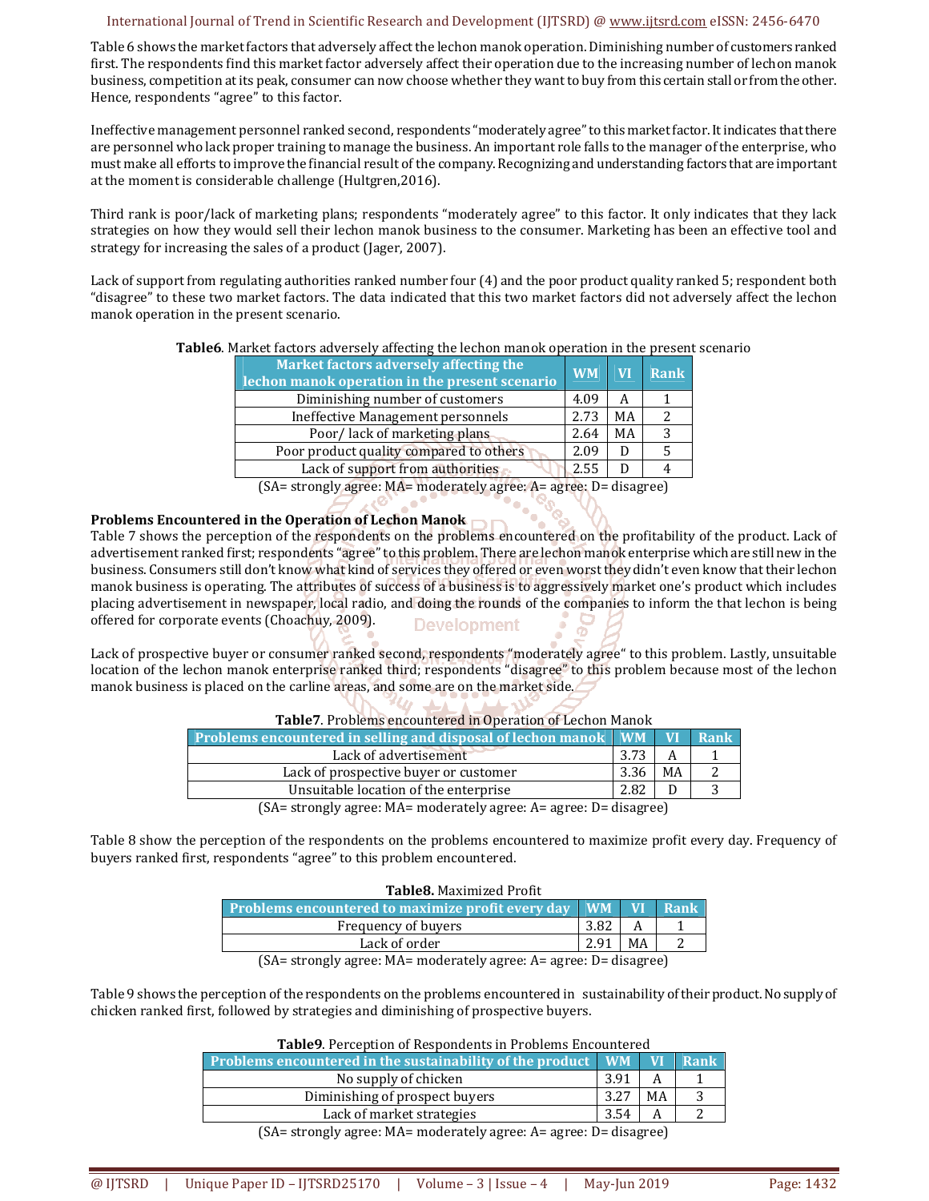Table 6 shows the market factors that adversely affect the lechon manok operation. Diminishing number of customers ranked first. The respondents find this market factor adversely affect their operation due to the increasing number of lechon manok business, competition at its peak, consumer can now choose whether they want to buy from this certain stall or from the other. Hence, respondents "agree" to this factor.

Ineffective management personnel ranked second, respondents "moderately agree" to this market factor. It indicates that there are personnel who lack proper training to manage the business. An important role falls to the manager of the enterprise, who must make all efforts to improve the financial result of the company. Recognizing and understanding factors that are important at the moment is considerable challenge (Hultgren,2016).

Third rank is poor/lack of marketing plans; respondents "moderately agree" to this factor. It only indicates that they lack strategies on how they would sell their lechon manok business to the consumer. Marketing has been an effective tool and strategy for increasing the sales of a product (Jager, 2007).

Lack of support from regulating authorities ranked number four (4) and the poor product quality ranked 5; respondent both "disagree" to these two market factors. The data indicated that this two market factors did not adversely affect the lechon manok operation in the present scenario.

**Table6**. Market factors adversely affecting the lechon manok operation in the present scenario

| Market factors adversely affecting the lechon manok operation in the present scenario | WM | VI | Rank |
|---|---|---|---|
| Diminishing number of customers | 4.09 | A | 1 |
| Ineffective Management personnels | 2.73 | MA | 2 |
| Poor/ lack of marketing plans | 2.64 | MA | 3 |
| Poor product quality compared to others | 2.09 | D | 5 |
| Lack of support from authorities | 2.55 | D | 4 |

(SA= strongly agree: MA= moderately agree: A= agree: D= disagree)

**Problems Encountered in the Operation of Lechon Manok**

Table 7 shows the perception of the respondents on the problems encountered on the profitability of the product. Lack of advertisement ranked first; respondents "agree" to this problem. There are lechon manok enterprise which are still new in the business. Consumers still don't know what kind of services they offered or even worst they didn't even know that their lechon manok business is operating. The attributes of success of a business is to aggressively market one's product which includes placing advertisement in newspaper, local radio, and doing the rounds of the companies to inform the that lechon is being offered for corporate events (Choachuy, 2009).

Lack of prospective buyer or consumer ranked second, respondents "moderately agree" to this problem. Lastly, unsuitable location of the lechon manok enterprise ranked third; respondents "disagree" to this problem because most of the lechon manok business is placed on the carline areas, and some are on the market side.

**Table7**. Problems encountered in Operation of Lechon Manok

| Problems encountered in selling and disposal of lechon manok | WM | VI | Rank |
|---|---|---|---|
| Lack of advertisement | 3.73 | A | 1 |
| Lack of prospective buyer or customer | 3.36 | MA | 2 |
| Unsuitable location of the enterprise | 2.82 | D | 3 |

(SA= strongly agree: MA= moderately agree: A= agree: D= disagree)

Table 8 show the perception of the respondents on the problems encountered to maximize profit every day. Frequency of buyers ranked first, respondents "agree" to this problem encountered.

**Table8.** Maximized Profit

| Problems encountered to maximize profit every day | WM | VI | Rank |
|---|---|---|---|
| Frequency of buyers | 3.82 | A | 1 |
| Lack of order | 2.91 | MA | 2 |

(SA= strongly agree: MA= moderately agree: A= agree: D= disagree)

Table 9 shows the perception of the respondents on the problems encountered in sustainability of their product. No supply of chicken ranked first, followed by strategies and diminishing of prospective buyers.

**Table9**. Perception of Respondents in Problems Encountered

| Problems encountered in the sustainability of the product | WM | VI | Rank |
|---|---|---|---|
| No supply of chicken | 3.91 | A | 1 |
| Diminishing of prospect buyers | 3.27 | MA | 3 |
| Lack of market strategies | 3.54 | A | 2 |

(SA= strongly agree: MA= moderately agree: A= agree: D= disagree)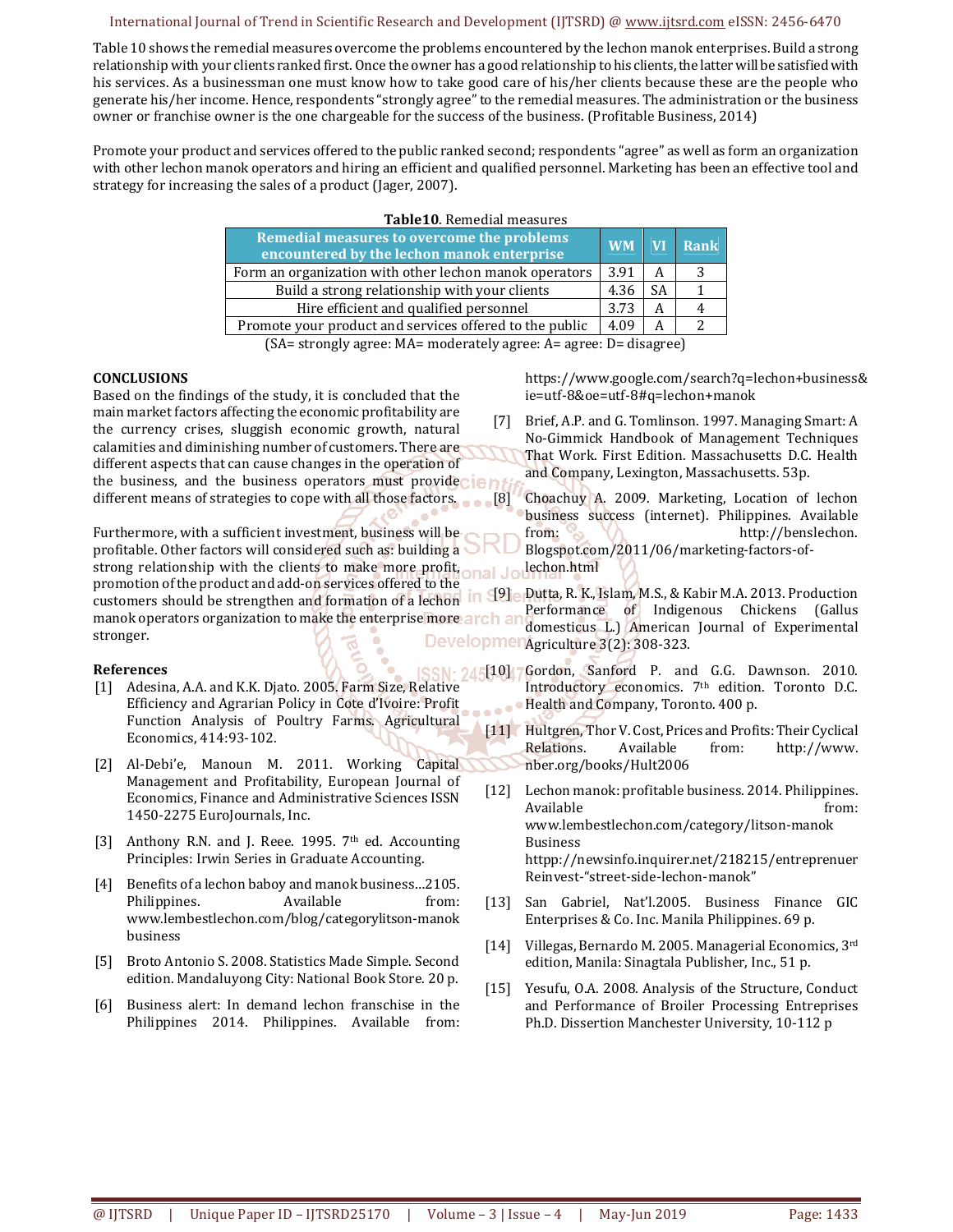Table 10 shows the remedial measures overcome the problems encountered by the lechon manok enterprises. Build a strong relationship with your clients ranked first. Once the owner has a good relationship to his clients, the latter will be satisfied with his services. As a businessman one must know how to take good care of his/her clients because these are the people who generate his/her income. Hence, respondents "strongly agree" to the remedial measures. The administration or the business owner or franchise owner is the one chargeable for the success of the business. (Profitable Business, 2014)

Promote your product and services offered to the public ranked second; respondents "agree" as well as form an organization with other lechon manok operators and hiring an efficient and qualified personnel. Marketing has been an effective tool and strategy for increasing the sales of a product (Jager, 2007).

**Table10**. Remedial measures

| Remedial measures to overcome the problems encountered by the lechon manok enterprise | WM | VI | Rank |
|---|---|---|---|
| Form an organization with other lechon manok operators | 3.91 | A | 3 |
| Build a strong relationship with your clients | 4.36 | SA | 1 |
| Hire efficient and qualified personnel | 3.73 | A | 4 |
| Promote your product and services offered to the public | 4.09 | A | 2 |

(SA= strongly agree: MA= moderately agree: A= agree: D= disagree)

## CONCLUSIONS

Based on the findings of the study, it is concluded that the main market factors affecting the economic profitability are the currency crises, sluggish economic growth, natural calamities and diminishing number of customers. There are different aspects that can cause changes in the operation of the business, and the business operators must provide different means of strategies to cope with all those factors.

Furthermore, with a sufficient investment, business will be profitable. Other factors will considered such as: building a strong relationship with the clients to make more profit, promotion of the product and add-on services offered to the customers should be strengthen and formation of a lechon manok operators organization to make the enterprise more stronger.

## References

[1] Adesina, A.A. and K.K. Djato. 2005. Farm Size, Relative Efficiency and Agrarian Policy in Cote d'Ivoire: Profit Function Analysis of Poultry Farms. Agricultural Economics, 414:93-102.

[2] Al-Debi'e, Manoun M. 2011. Working Capital Management and Profitability, European Journal of Economics, Finance and Administrative Sciences ISSN 1450-2275 EuroJournals, Inc.

[3] Anthony R.N. and J. Reee. 1995. 7th ed. Accounting Principles: Irwin Series in Graduate Accounting.

[4] Benefits of a lechon baboy and manok business…2105. Philippines. Available from: www.lembestlechon.com/blog/categorylitson-manok business

[5] Broto Antonio S. 2008. Statistics Made Simple. Second edition. Mandaluyong City: National Book Store. 20 p.

[6] Business alert: In demand lechon franschise in the Philippines 2014. Philippines. Available from: https://www.google.com/search?q=lechon+business&ie=utf-8&oe=utf-8#q=lechon+manok

[7] Brief, A.P. and G. Tomlinson. 1997. Managing Smart: A No-Gimmick Handbook of Management Techniques That Work. First Edition. Massachusetts D.C. Health and Company, Lexington, Massachusetts. 53p.

[8] Choachuy A. 2009. Marketing, Location of lechon business success (internet). Philippines. Available from: http://benslechon. Blogspot.com/2011/06/marketing-factors-of-lechon.html

[9] Dutta, R. K., Islam, M.S., & Kabir M.A. 2013. Production Performance of Indigenous Chickens (Gallus domesticus L.) American Journal of Experimental Agriculture 3(2): 308-323.

[10] Gordon, Sanford P. and G.G. Dawnson. 2010. Introductory economics. 7th edition. Toronto D.C. Health and Company, Toronto. 400 p.

[11] Hultgren, Thor V. Cost, Prices and Profits: Their Cyclical Relations. Available from: http://www. nber.org/books/Hult2006

[12] Lechon manok: profitable business. 2014. Philippines. Available from: www.lembestlechon.com/category/litson-manok Business httpp://newsinfo.inquirer.net/218615/entreprenuer Reinvest-"street-side-lechon-manok"

[13] San Gabriel, Nat'l.2005. Business Finance GIC Enterprises & Co. Inc. Manila Philippines. 69 p.

[14] Villegas, Bernardo M. 2005. Managerial Economics, 3rd edition, Manila: Sinagtala Publisher, Inc., 51 p.

[15] Yesufu, O.A. 2008. Analysis of the Structure, Conduct and Performance of Broiler Processing Entreprises Ph.D. Dissertion Manchester University, 10-112 p